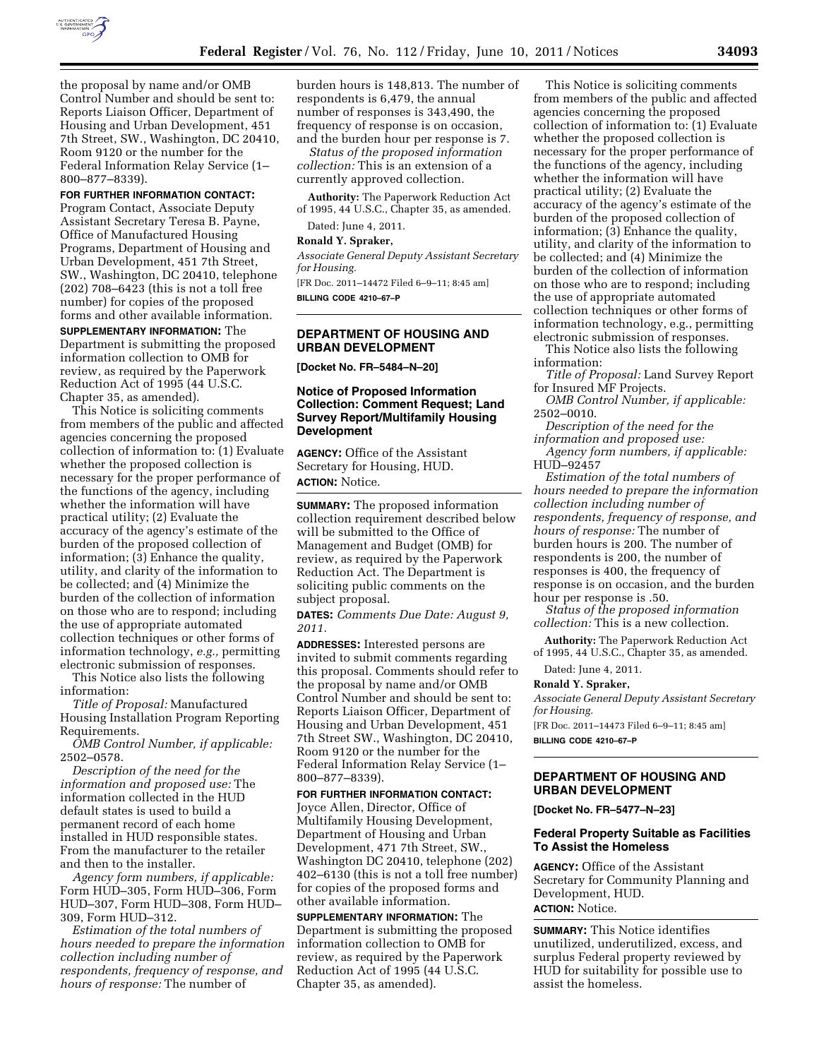the proposal by name and/or OMB Control Number and should be sent to: Reports Liaison Officer, Department of Housing and Urban Development, 451 7th Street, SW., Washington, DC 20410, Room 9120 or the number for the Federal Information Relay Service (1–800–877–8339).

**FOR FURTHER INFORMATION CONTACT:** Program Contact, Associate Deputy Assistant Secretary Teresa B. Payne, Office of Manufactured Housing Programs, Department of Housing and Urban Development, 451 7th Street, SW., Washington, DC 20410, telephone (202) 708–6423 (this is not a toll free number) for copies of the proposed forms and other available information.

**SUPPLEMENTARY INFORMATION:** The Department is submitting the proposed information collection to OMB for review, as required by the Paperwork Reduction Act of 1995 (44 U.S.C. Chapter 35, as amended).

This Notice is soliciting comments from members of the public and affected agencies concerning the proposed collection of information to: (1) Evaluate whether the proposed collection is necessary for the proper performance of the functions of the agency, including whether the information will have practical utility; (2) Evaluate the accuracy of the agency's estimate of the burden of the proposed collection of information; (3) Enhance the quality, utility, and clarity of the information to be collected; and (4) Minimize the burden of the collection of information on those who are to respond; including the use of appropriate automated collection techniques or other forms of information technology, *e.g.,* permitting electronic submission of responses.

This Notice also lists the following information:

*Title of Proposal:* Manufactured Housing Installation Program Reporting Requirements.

*OMB Control Number, if applicable:* 2502–0578.

*Description of the need for the information and proposed use:* The information collected in the HUD default states is used to build a permanent record of each home installed in HUD responsible states. From the manufacturer to the retailer and then to the installer.

*Agency form numbers, if applicable:* Form HUD–305, Form HUD–306, Form HUD–307, Form HUD–308, Form HUD–309, Form HUD–312.

*Estimation of the total numbers of hours needed to prepare the information collection including number of respondents, frequency of response, and hours of response:* The number of burden hours is 148,813. The number of respondents is 6,479, the annual number of responses is 343,490, the frequency of response is on occasion, and the burden hour per response is 7.

*Status of the proposed information collection:* This is an extension of a currently approved collection.

**Authority:** The Paperwork Reduction Act of 1995, 44 U.S.C., Chapter 35, as amended.

Dated: June 4, 2011.

**Ronald Y. Spraker,**

*Associate General Deputy Assistant Secretary for Housing.*

[FR Doc. 2011–14472 Filed 6–9–11; 8:45 am]

**BILLING CODE 4210–67–P**

## DEPARTMENT OF HOUSING AND URBAN DEVELOPMENT

**[Docket No. FR–5484–N–20]**

### Notice of Proposed Information Collection: Comment Request; Land Survey Report/Multifamily Housing Development

**AGENCY:** Office of the Assistant Secretary for Housing, HUD.

**ACTION:** Notice.

**SUMMARY:** The proposed information collection requirement described below will be submitted to the Office of Management and Budget (OMB) for review, as required by the Paperwork Reduction Act. The Department is soliciting public comments on the subject proposal.

**DATES:** *Comments Due Date: August 9, 2011.*

**ADDRESSES:** Interested persons are invited to submit comments regarding this proposal. Comments should refer to the proposal by name and/or OMB Control Number and should be sent to: Reports Liaison Officer, Department of Housing and Urban Development, 451 7th Street SW., Washington, DC 20410, Room 9120 or the number for the Federal Information Relay Service (1–800–877–8339).

**FOR FURTHER INFORMATION CONTACT:** Joyce Allen, Director, Office of Multifamily Housing Development, Department of Housing and Urban Development, 471 7th Street, SW., Washington DC 20410, telephone (202) 402–6130 (this is not a toll free number) for copies of the proposed forms and other available information.

**SUPPLEMENTARY INFORMATION:** The Department is submitting the proposed information collection to OMB for review, as required by the Paperwork Reduction Act of 1995 (44 U.S.C. Chapter 35, as amended).

This Notice is soliciting comments from members of the public and affected agencies concerning the proposed collection of information to: (1) Evaluate whether the proposed collection is necessary for the proper performance of the functions of the agency, including whether the information will have practical utility; (2) Evaluate the accuracy of the agency's estimate of the burden of the proposed collection of information; (3) Enhance the quality, utility, and clarity of the information to be collected; and (4) Minimize the burden of the collection of information on those who are to respond; including the use of appropriate automated collection techniques or other forms of information technology, e.g., permitting electronic submission of responses.

This Notice also lists the following information:

*Title of Proposal:* Land Survey Report for Insured MF Projects.

*OMB Control Number, if applicable:* 2502–0010.

*Description of the need for the information and proposed use:*

*Agency form numbers, if applicable:* HUD–92457

*Estimation of the total numbers of hours needed to prepare the information collection including number of respondents, frequency of response, and hours of response:* The number of burden hours is 200. The number of respondents is 200, the number of responses is 400, the frequency of response is on occasion, and the burden hour per response is .50.

*Status of the proposed information collection:* This is a new collection.

**Authority:** The Paperwork Reduction Act of 1995, 44 U.S.C., Chapter 35, as amended.

Dated: June 4, 2011.

**Ronald Y. Spraker,**

*Associate General Deputy Assistant Secretary for Housing.*

[FR Doc. 2011–14473 Filed 6–9–11; 8:45 am]

**BILLING CODE 4210–67–P**

## DEPARTMENT OF HOUSING AND URBAN DEVELOPMENT

**[Docket No. FR–5477–N–23]**

### Federal Property Suitable as Facilities To Assist the Homeless

**AGENCY:** Office of the Assistant Secretary for Community Planning and Development, HUD.

**ACTION:** Notice.

**SUMMARY:** This Notice identifies unutilized, underutilized, excess, and surplus Federal property reviewed by HUD for suitability for possible use to assist the homeless.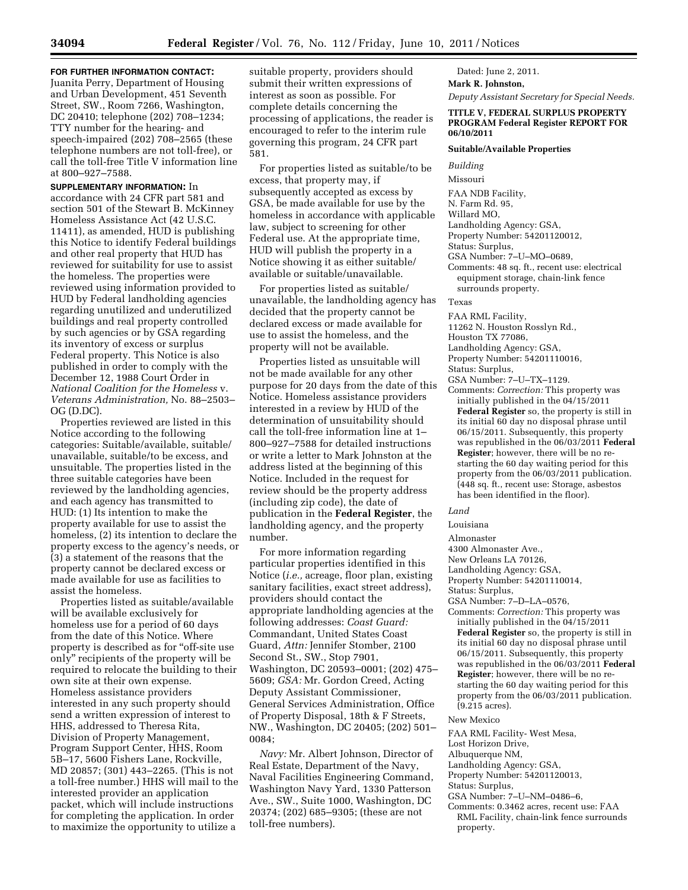**FOR FURTHER INFORMATION CONTACT:** Juanita Perry, Department of Housing and Urban Development, 451 Seventh Street, SW., Room 7266, Washington, DC 20410; telephone (202) 708–1234; TTY number for the hearing- and speech-impaired (202) 708–2565 (these telephone numbers are not toll-free), or call the toll-free Title V information line at 800–927–7588.

**SUPPLEMENTARY INFORMATION:** In accordance with 24 CFR part 581 and section 501 of the Stewart B. McKinney Homeless Assistance Act (42 U.S.C. 11411), as amended, HUD is publishing this Notice to identify Federal buildings and other real property that HUD has reviewed for suitability for use to assist the homeless. The properties were reviewed using information provided to HUD by Federal landholding agencies regarding unutilized and underutilized buildings and real property controlled by such agencies or by GSA regarding its inventory of excess or surplus Federal property. This Notice is also published in order to comply with the December 12, 1988 Court Order in *National Coalition for the Homeless* v. *Veterans Administration,* No. 88–2503–OG (D.DC).

Properties reviewed are listed in this Notice according to the following categories: Suitable/available, suitable/unavailable, suitable/to be excess, and unsuitable. The properties listed in the three suitable categories have been reviewed by the landholding agencies, and each agency has transmitted to HUD: (1) Its intention to make the property available for use to assist the homeless, (2) its intention to declare the property excess to the agency's needs, or (3) a statement of the reasons that the property cannot be declared excess or made available for use as facilities to assist the homeless.

Properties listed as suitable/available will be available exclusively for homeless use for a period of 60 days from the date of this Notice. Where property is described as for "off-site use only" recipients of the property will be required to relocate the building to their own site at their own expense. Homeless assistance providers interested in any such property should send a written expression of interest to HHS, addressed to Theresa Rita, Division of Property Management, Program Support Center, HHS, Room 5B–17, 5600 Fishers Lane, Rockville, MD 20857; (301) 443–2265. (This is not a toll-free number.) HHS will mail to the interested provider an application packet, which will include instructions for completing the application. In order to maximize the opportunity to utilize a suitable property, providers should submit their written expressions of interest as soon as possible. For complete details concerning the processing of applications, the reader is encouraged to refer to the interim rule governing this program, 24 CFR part 581.

For properties listed as suitable/to be excess, that property may, if subsequently accepted as excess by GSA, be made available for use by the homeless in accordance with applicable law, subject to screening for other Federal use. At the appropriate time, HUD will publish the property in a Notice showing it as either suitable/available or suitable/unavailable.

For properties listed as suitable/unavailable, the landholding agency has decided that the property cannot be declared excess or made available for use to assist the homeless, and the property will not be available.

Properties listed as unsuitable will not be made available for any other purpose for 20 days from the date of this Notice. Homeless assistance providers interested in a review by HUD of the determination of unsuitability should call the toll-free information line at 1–800–927–7588 for detailed instructions or write a letter to Mark Johnston at the address listed at the beginning of this Notice. Included in the request for review should be the property address (including zip code), the date of publication in the **Federal Register**, the landholding agency, and the property number.

For more information regarding particular properties identified in this Notice (*i.e.,* acreage, floor plan, existing sanitary facilities, exact street address), providers should contact the appropriate landholding agencies at the following addresses: *Coast Guard:* Commandant, United States Coast Guard, *Attn:* Jennifer Stomber, 2100 Second St., SW., Stop 7901, Washington, DC 20593–0001; (202) 475–5609; *GSA:* Mr. Gordon Creed, Acting Deputy Assistant Commissioner, General Services Administration, Office of Property Disposal, 18th & F Streets, NW., Washington, DC 20405; (202) 501–0084;

*Navy:* Mr. Albert Johnson, Director of Real Estate, Department of the Navy, Naval Facilities Engineering Command, Washington Navy Yard, 1330 Patterson Ave., SW., Suite 1000, Washington, DC 20374; (202) 685–9305; (these are not toll-free numbers).

Dated: June 2, 2011.

**Mark R. Johnston,**

*Deputy Assistant Secretary for Special Needs.*

**TITLE V, FEDERAL SURPLUS PROPERTY PROGRAM Federal Register REPORT FOR 06/10/2011**

**Suitable/Available Properties**

*Building*

Missouri

FAA NDB Facility,
N. Farm Rd. 95,
Willard MO,
Landholding Agency: GSA,
Property Number: 54201120012,
Status: Surplus,
GSA Number: 7–U–MO–0689,
Comments: 48 sq. ft., recent use: electrical equipment storage, chain-link fence surrounds property.

Texas

FAA RML Facility,
11262 N. Houston Rosslyn Rd.,
Houston TX 77086,
Landholding Agency: GSA,
Property Number: 54201110016,
Status: Surplus,
GSA Number: 7–U–TX–1129.
Comments: *Correction:* This property was initially published in the 04/15/2011 **Federal Register** so, the property is still in its initial 60 day no disposal phrase until 06/15/2011. Subsequently, this property was republished in the 06/03/2011 **Federal Register**; however, there will be no re-starting the 60 day waiting period for this property from the 06/03/2011 publication. (448 sq. ft., recent use: Storage, asbestos has been identified in the floor).

*Land*

Louisiana

Almonaster
4300 Almonaster Ave.,
New Orleans LA 70126,
Landholding Agency: GSA,
Property Number: 54201110014,
Status: Surplus,
GSA Number: 7–D–LA–0576,
Comments: *Correction:* This property was initially published in the 04/15/2011 **Federal Register** so, the property is still in its initial 60 day no disposal phrase until 06/15/2011. Subsequently, this property was republished in the 06/03/2011 **Federal Register**; however, there will be no re-starting the 60 day waiting period for this property from the 06/03/2011 publication. (9.215 acres).

New Mexico

FAA RML Facility- West Mesa,
Lost Horizon Drive,
Albuquerque NM,
Landholding Agency: GSA,
Property Number: 54201120013,
Status: Surplus,
GSA Number: 7–U–NM–0486–6,
Comments: 0.3462 acres, recent use: FAA RML Facility, chain-link fence surrounds property.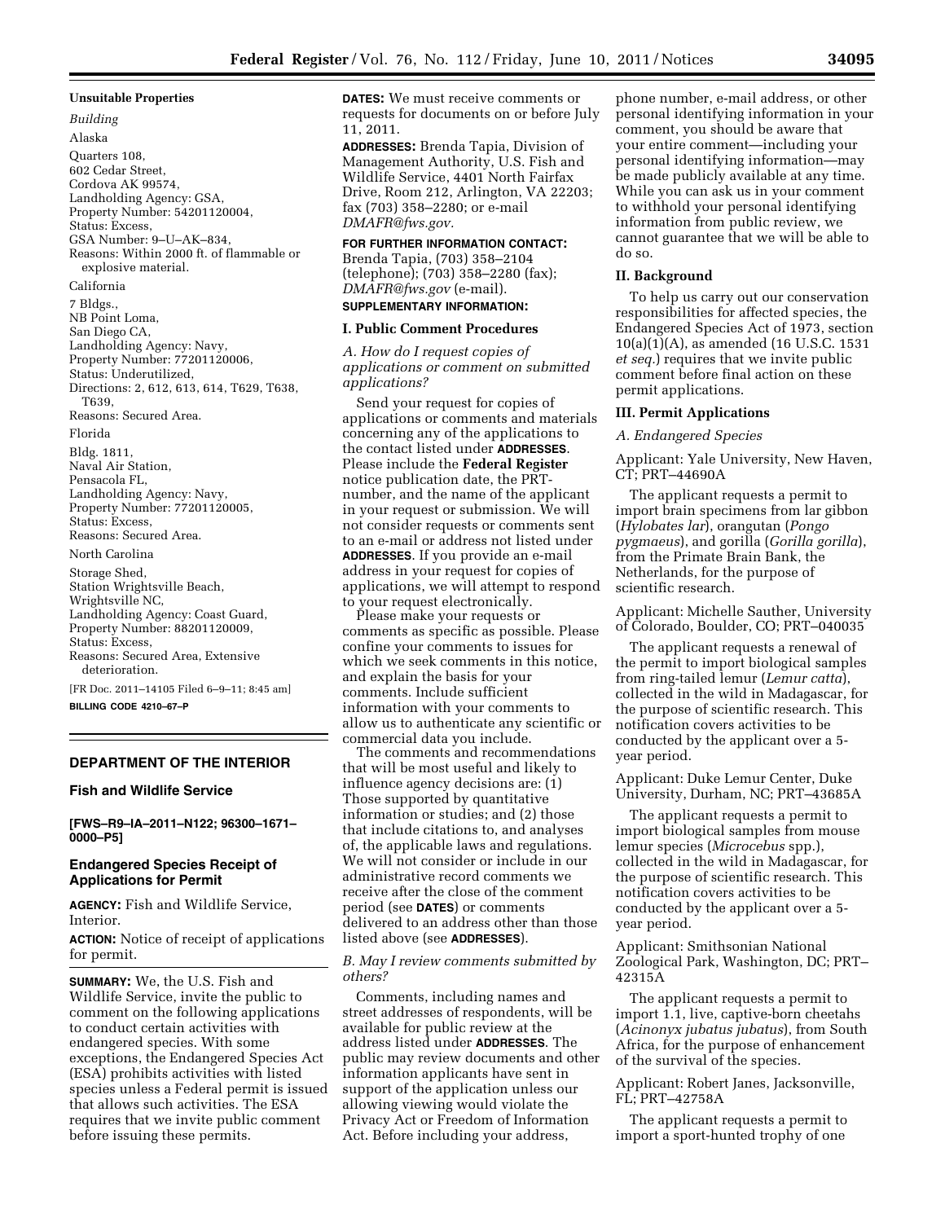**Unsuitable Properties**

*Building*

Alaska

Quarters 108,
602 Cedar Street,
Cordova AK 99574,
Landholding Agency: GSA,
Property Number: 54201120004,
Status: Excess,
GSA Number: 9–U–AK–834,
Reasons: Within 2000 ft. of flammable or explosive material.

California

7 Bldgs.,
NB Point Loma,
San Diego CA,
Landholding Agency: Navy,
Property Number: 77201120006,
Status: Underutilized,
Directions: 2, 612, 613, 614, T629, T638, T639,
Reasons: Secured Area.

Florida

Bldg. 1811,
Naval Air Station,
Pensacola FL,
Landholding Agency: Navy,
Property Number: 77201120005,
Status: Excess,
Reasons: Secured Area.

North Carolina

Storage Shed,
Station Wrightsville Beach,
Wrightsville NC,
Landholding Agency: Coast Guard,
Property Number: 88201120009,
Status: Excess,
Reasons: Secured Area, Extensive deterioration.

[FR Doc. 2011–14105 Filed 6–9–11; 8:45 am]

**BILLING CODE 4210–67–P**

---

## DEPARTMENT OF THE INTERIOR

### Fish and Wildlife Service

**[FWS–R9–IA–2011–N122; 96300–1671–0000–P5]**

### Endangered Species Receipt of Applications for Permit

**AGENCY:** Fish and Wildlife Service, Interior.

**ACTION:** Notice of receipt of applications for permit.

**SUMMARY:** We, the U.S. Fish and Wildlife Service, invite the public to comment on the following applications to conduct certain activities with endangered species. With some exceptions, the Endangered Species Act (ESA) prohibits activities with listed species unless a Federal permit is issued that allows such activities. The ESA requires that we invite public comment before issuing these permits.

**DATES:** We must receive comments or requests for documents on or before July 11, 2011.

**ADDRESSES:** Brenda Tapia, Division of Management Authority, U.S. Fish and Wildlife Service, 4401 North Fairfax Drive, Room 212, Arlington, VA 22203; fax (703) 358–2280; or e-mail *DMAFR@fws.gov*.

**FOR FURTHER INFORMATION CONTACT:** Brenda Tapia, (703) 358–2104 (telephone); (703) 358–2280 (fax); *DMAFR@fws.gov* (e-mail).

**SUPPLEMENTARY INFORMATION:**

#### I. Public Comment Procedures

*A. How do I request copies of applications or comment on submitted applications?*

Send your request for copies of applications or comments and materials concerning any of the applications to the contact listed under **ADDRESSES**. Please include the **Federal Register** notice publication date, the PRT-number, and the name of the applicant in your request or submission. We will not consider requests or comments sent to an e-mail or address not listed under **ADDRESSES**. If you provide an e-mail address in your request for copies of applications, we will attempt to respond to your request electronically.

Please make your requests or comments as specific as possible. Please confine your comments to issues for which we seek comments in this notice, and explain the basis for your comments. Include sufficient information with your comments to allow us to authenticate any scientific or commercial data you include.

The comments and recommendations that will be most useful and likely to influence agency decisions are: (1) Those supported by quantitative information or studies; and (2) those that include citations to, and analyses of, the applicable laws and regulations. We will not consider or include in our administrative record comments we receive after the close of the comment period (see **DATES**) or comments delivered to an address other than those listed above (see **ADDRESSES**).

*B. May I review comments submitted by others?*

Comments, including names and street addresses of respondents, will be available for public review at the address listed under **ADDRESSES**. The public may review documents and other information applicants have sent in support of the application unless our allowing viewing would violate the Privacy Act or Freedom of Information Act. Before including your address, phone number, e-mail address, or other personal identifying information in your comment, you should be aware that your entire comment—including your personal identifying information—may be made publicly available at any time. While you can ask us in your comment to withhold your personal identifying information from public review, we cannot guarantee that we will be able to do so.

#### II. Background

To help us carry out our conservation responsibilities for affected species, the Endangered Species Act of 1973, section 10(a)(1)(A), as amended (16 U.S.C. 1531 *et seq.*) requires that we invite public comment before final action on these permit applications.

#### III. Permit Applications

*A. Endangered Species*

Applicant: Yale University, New Haven, CT; PRT–44690A

The applicant requests a permit to import brain specimens from lar gibbon (*Hylobates lar*), orangutan (*Pongo pygmaeus*), and gorilla (*Gorilla gorilla*), from the Primate Brain Bank, the Netherlands, for the purpose of scientific research.

Applicant: Michelle Sauther, University of Colorado, Boulder, CO; PRT–040035

The applicant requests a renewal of the permit to import biological samples from ring-tailed lemur (*Lemur catta*), collected in the wild in Madagascar, for the purpose of scientific research. This notification covers activities to be conducted by the applicant over a 5-year period.

Applicant: Duke Lemur Center, Duke University, Durham, NC; PRT–43685A

The applicant requests a permit to import biological samples from mouse lemur species (*Microcebus* spp.), collected in the wild in Madagascar, for the purpose of scientific research. This notification covers activities to be conducted by the applicant over a 5-year period.

Applicant: Smithsonian National Zoological Park, Washington, DC; PRT–42315A

The applicant requests a permit to import 1.1, live, captive-born cheetahs (*Acinonyx jubatus jubatus*), from South Africa, for the purpose of enhancement of the survival of the species.

Applicant: Robert Janes, Jacksonville, FL; PRT–42758A

The applicant requests a permit to import a sport-hunted trophy of one